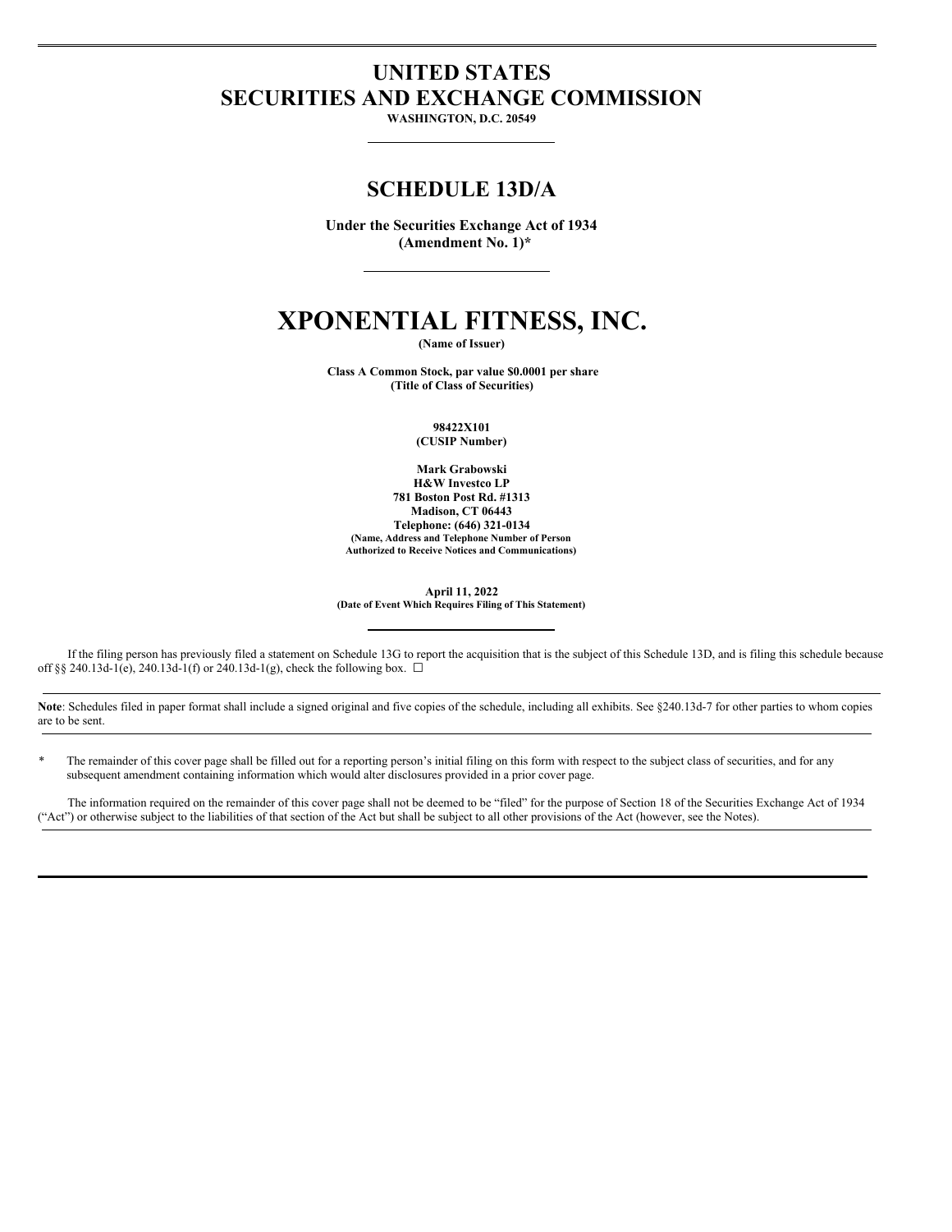# UNITED STATES
# SECURITIES AND EXCHANGE COMMISSION

**WASHINGTON, D.C. 20549**

## SCHEDULE 13D/A

**Under the Securities Exchange Act of 1934**
**(Amendment No. 1)***

# XPONENTIAL FITNESS, INC.

**(Name of Issuer)**

**Class A Common Stock, par value $0.0001 per share**
**(Title of Class of Securities)**

**98422X101**
**(CUSIP Number)**

**Mark Grabowski**
**H&W Investco LP**
**781 Boston Post Rd. #1313**
**Madison, CT 06443**
**Telephone: (646) 321-0134**
**(Name, Address and Telephone Number of Person Authorized to Receive Notices and Communications)**

**April 11, 2022**
**(Date of Event Which Requires Filing of This Statement)**

If the filing person has previously filed a statement on Schedule 13G to report the acquisition that is the subject of this Schedule 13D, and is filing this schedule because off §§ 240.13d-1(e), 240.13d-1(f) or 240.13d-1(g), check the following box. ☐

**Note**: Schedules filed in paper format shall include a signed original and five copies of the schedule, including all exhibits. See §240.13d-7 for other parties to whom copies are to be sent.

\* The remainder of this cover page shall be filled out for a reporting person's initial filing on this form with respect to the subject class of securities, and for any subsequent amendment containing information which would alter disclosures provided in a prior cover page.

The information required on the remainder of this cover page shall not be deemed to be "filed" for the purpose of Section 18 of the Securities Exchange Act of 1934 ("Act") or otherwise subject to the liabilities of that section of the Act but shall be subject to all other provisions of the Act (however, see the Notes).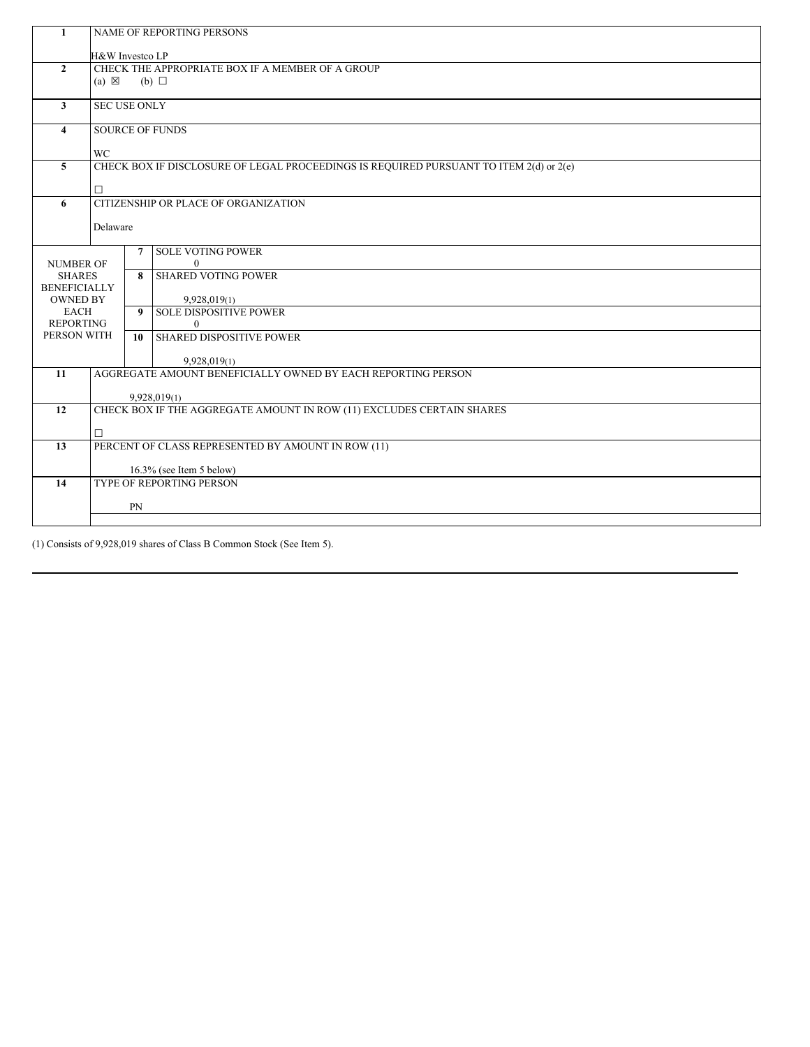| | | | |
|---|---|---|---|
| 1 | NAME OF REPORTING PERSONS<br><br>H&W Investco LP | | |
| 2 | CHECK THE APPROPRIATE BOX IF A MEMBER OF A GROUP<br>(a) ☒ (b) ☐ | | |
| 3 | SEC USE ONLY | | |
| 4 | SOURCE OF FUNDS<br><br>WC | | |
| 5 | CHECK BOX IF DISCLOSURE OF LEGAL PROCEEDINGS IS REQUIRED PURSUANT TO ITEM 2(d) or 2(e)<br><br>☐ | | |
| 6 | CITIZENSHIP OR PLACE OF ORGANIZATION<br><br>Delaware | | |
| NUMBER OF SHARES BENEFICIALLY OWNED BY EACH REPORTING PERSON WITH | | 7 | SOLE VOTING POWER<br>0 |
| | | 8 | SHARED VOTING POWER<br><br>9,928,019(1) |
| | | 9 | SOLE DISPOSITIVE POWER<br>0 |
| | | 10 | SHARED DISPOSITIVE POWER<br><br>9,928,019(1) |
| 11 | AGGREGATE AMOUNT BENEFICIALLY OWNED BY EACH REPORTING PERSON<br><br>9,928,019(1) | | |
| 12 | CHECK BOX IF THE AGGREGATE AMOUNT IN ROW (11) EXCLUDES CERTAIN SHARES<br><br>☐ | | |
| 13 | PERCENT OF CLASS REPRESENTED BY AMOUNT IN ROW (11)<br><br>16.3% (see Item 5 below) | | |
| 14 | TYPE OF REPORTING PERSON<br><br>PN | | |

(1) Consists of 9,928,019 shares of Class B Common Stock (See Item 5).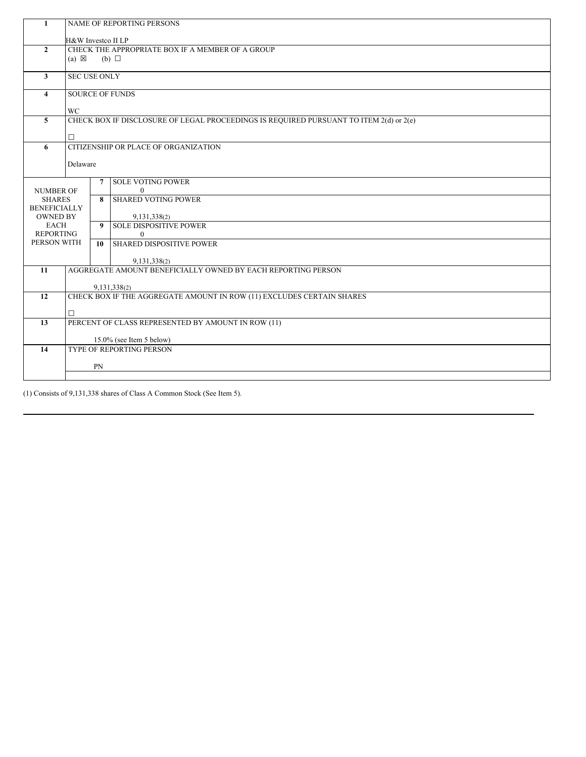| 1 | NAME OF REPORTING PERSONS<br><br>H&W Investco II LP | | |
|---|---|---|---|
| 2 | CHECK THE APPROPRIATE BOX IF A MEMBER OF A GROUP<br>(a) ☒ (b) ☐ | | |
| 3 | SEC USE ONLY | | |
| 4 | SOURCE OF FUNDS<br><br>WC | | |
| 5 | CHECK BOX IF DISCLOSURE OF LEGAL PROCEEDINGS IS REQUIRED PURSUANT TO ITEM 2(d) or 2(e)<br><br>☐ | | |
| 6 | CITIZENSHIP OR PLACE OF ORGANIZATION<br><br>Delaware | | |
| NUMBER OF SHARES BENEFICIALLY OWNED BY EACH REPORTING PERSON WITH | | 7 | SOLE VOTING POWER<br>0 |
| | | 8 | SHARED VOTING POWER<br><br>9,131,338(2) |
| | | 9 | SOLE DISPOSITIVE POWER<br>0 |
| | | 10 | SHARED DISPOSITIVE POWER<br><br>9,131,338(2) |
| 11 | AGGREGATE AMOUNT BENEFICIALLY OWNED BY EACH REPORTING PERSON<br><br>9,131,338(2) | | |
| 12 | CHECK BOX IF THE AGGREGATE AMOUNT IN ROW (11) EXCLUDES CERTAIN SHARES<br><br>☐ | | |
| 13 | PERCENT OF CLASS REPRESENTED BY AMOUNT IN ROW (11)<br><br>15.0% (see Item 5 below) | | |
| 14 | TYPE OF REPORTING PERSON<br><br>PN | | |

(1) Consists of 9,131,338 shares of Class A Common Stock (See Item 5).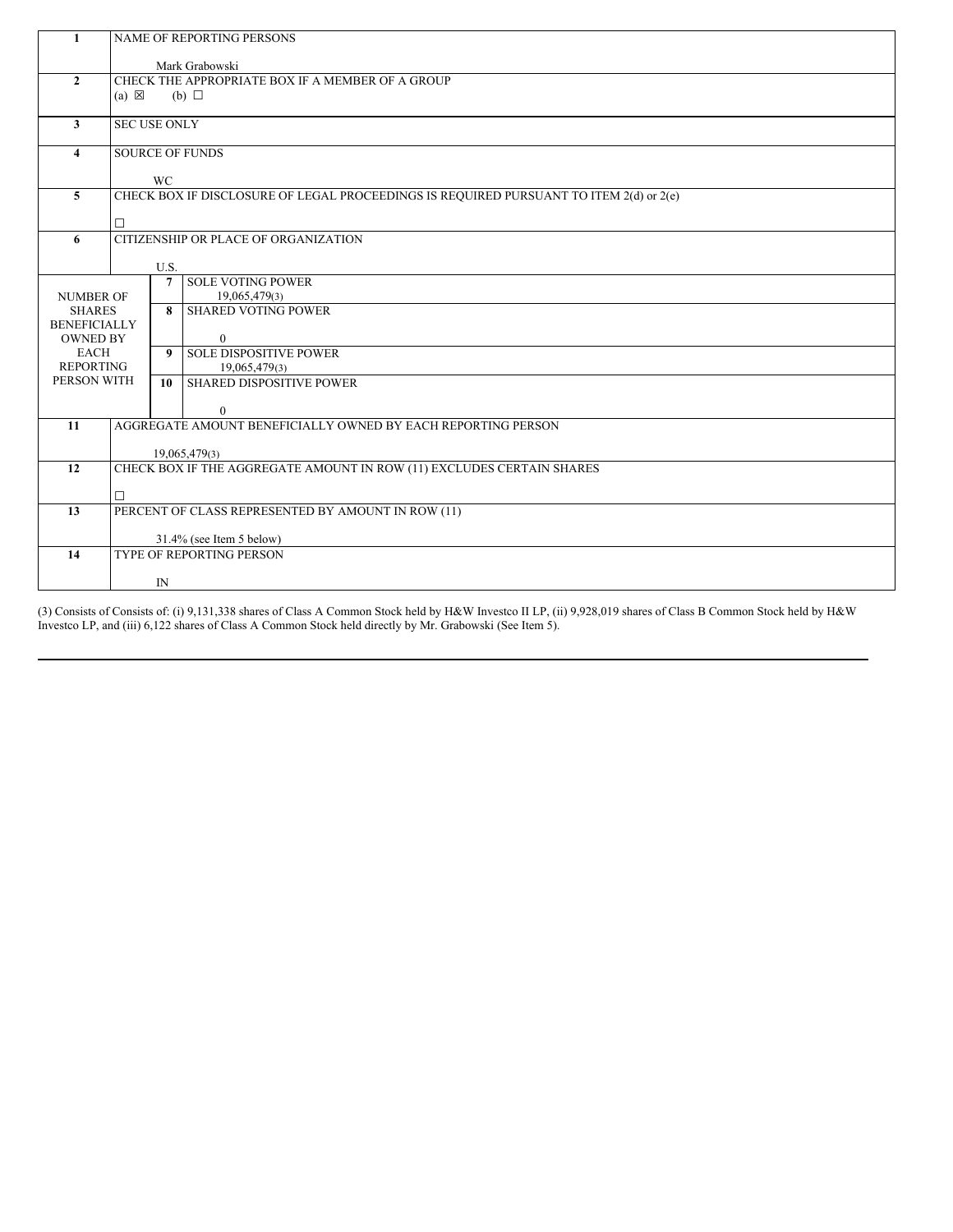| | | | |
|---|---|---|---|
| 1 | NAME OF REPORTING PERSONS<br><br>Mark Grabowski | | |
| 2 | CHECK THE APPROPRIATE BOX IF A MEMBER OF A GROUP<br>(a) ☒ (b) ☐ | | |
| 3 | SEC USE ONLY | | |
| 4 | SOURCE OF FUNDS<br><br>WC | | |
| 5 | CHECK BOX IF DISCLOSURE OF LEGAL PROCEEDINGS IS REQUIRED PURSUANT TO ITEM 2(d) or 2(e)<br><br>☐ | | |
| 6 | CITIZENSHIP OR PLACE OF ORGANIZATION<br><br>U.S. | | |
| NUMBER OF SHARES BENEFICIALLY OWNED BY EACH REPORTING PERSON WITH | | 7 | SOLE VOTING POWER<br>19,065,479(3) |
| | | 8 | SHARED VOTING POWER<br><br>0 |
| | | 9 | SOLE DISPOSITIVE POWER<br>19,065,479(3) |
| | | 10 | SHARED DISPOSITIVE POWER<br><br>0 |
| 11 | AGGREGATE AMOUNT BENEFICIALLY OWNED BY EACH REPORTING PERSON<br><br>19,065,479(3) | | |
| 12 | CHECK BOX IF THE AGGREGATE AMOUNT IN ROW (11) EXCLUDES CERTAIN SHARES<br><br>☐ | | |
| 13 | PERCENT OF CLASS REPRESENTED BY AMOUNT IN ROW (11)<br><br>31.4% (see Item 5 below) | | |
| 14 | TYPE OF REPORTING PERSON<br><br>IN | | |

(3) Consists of Consists of: (i) 9,131,338 shares of Class A Common Stock held by H&W Investco II LP, (ii) 9,928,019 shares of Class B Common Stock held by H&W Investco LP, and (iii) 6,122 shares of Class A Common Stock held directly by Mr. Grabowski (See Item 5).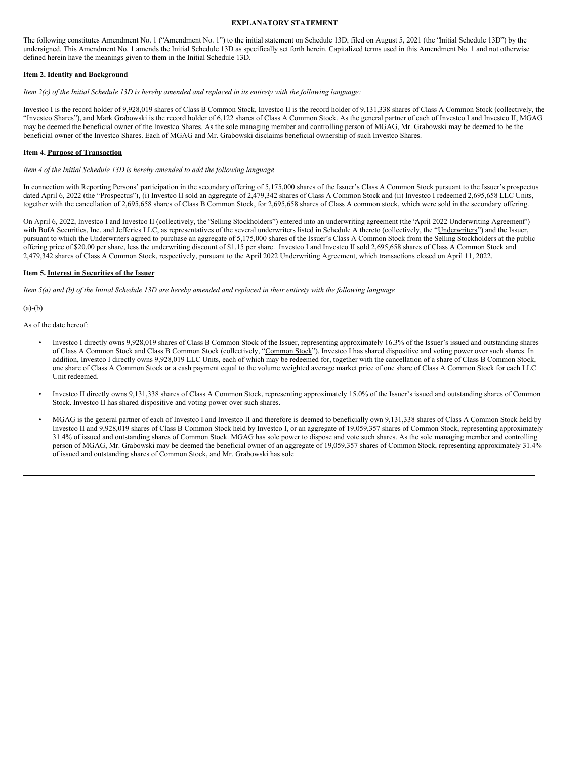**EXPLANATORY STATEMENT**

The following constitutes Amendment No. 1 ("Amendment No. 1") to the initial statement on Schedule 13D, filed on August 5, 2021 (the "Initial Schedule 13D") by the undersigned. This Amendment No. 1 amends the Initial Schedule 13D as specifically set forth herein. Capitalized terms used in this Amendment No. 1 and not otherwise defined herein have the meanings given to them in the Initial Schedule 13D.

**Item 2. Identity and Background**

*Item 2(c) of the Initial Schedule 13D is hereby amended and replaced in its entirety with the following language:*

Investco I is the record holder of 9,928,019 shares of Class B Common Stock, Investco II is the record holder of 9,131,338 shares of Class A Common Stock (collectively, the "Investco Shares"), and Mark Grabowski is the record holder of 6,122 shares of Class A Common Stock. As the general partner of each of Investco I and Investco II, MGAG may be deemed the beneficial owner of the Investco Shares. As the sole managing member and controlling person of MGAG, Mr. Grabowski may be deemed to be the beneficial owner of the Investco Shares. Each of MGAG and Mr. Grabowski disclaims beneficial ownership of such Investco Shares.

**Item 4. Purpose of Transaction**

*Item 4 of the Initial Schedule 13D is hereby amended to add the following language:*

In connection with Reporting Persons' participation in the secondary offering of 5,175,000 shares of the Issuer's Class A Common Stock pursuant to the Issuer's prospectus dated April 6, 2022 (the "Prospectus"), (i) Investco II sold an aggregate of 2,479,342 shares of Class A Common Stock and (ii) Investco I redeemed 2,695,658 LLC Units, together with the cancellation of 2,695,658 shares of Class B Common Stock, for 2,695,658 shares of Class A common stock, which were sold in the secondary offering.

On April 6, 2022, Investco I and Investco II (collectively, the "Selling Stockholders") entered into an underwriting agreement (the "April 2022 Underwriting Agreement") with BofA Securities, Inc. and Jefferies LLC, as representatives of the several underwriters listed in Schedule A thereto (collectively, the "Underwriters") and the Issuer, pursuant to which the Underwriters agreed to purchase an aggregate of 5,175,000 shares of the Issuer's Class A Common Stock from the Selling Stockholders at the public offering price of $20.00 per share, less the underwriting discount of $1.15 per share. Investco I and Investco II sold 2,695,658 shares of Class A Common Stock and 2,479,342 shares of Class A Common Stock, respectively, pursuant to the April 2022 Underwriting Agreement, which transactions closed on April 11, 2022.

**Item 5. Interest in Securities of the Issuer**

*Item 5(a) and (b) of the Initial Schedule 13D are hereby amended and replaced in their entirety with the following language*

(a)-(b)

As of the date hereof:

- Investco I directly owns 9,928,019 shares of Class B Common Stock of the Issuer, representing approximately 16.3% of the Issuer's issued and outstanding shares of Class A Common Stock and Class B Common Stock (collectively, "Common Stock"). Investco I has shared dispositive and voting power over such shares. In addition, Investco I directly owns 9,928,019 LLC Units, each of which may be redeemed for, together with the cancellation of a share of Class B Common Stock, one share of Class A Common Stock or a cash payment equal to the volume weighted average market price of one share of Class A Common Stock for each LLC Unit redeemed.

- Investco II directly owns 9,131,338 shares of Class A Common Stock, representing approximately 15.0% of the Issuer's issued and outstanding shares of Common Stock. Investco II has shared dispositive and voting power over such shares.

- MGAG is the general partner of each of Investco I and Investco II and therefore is deemed to beneficially own 9,131,338 shares of Class A Common Stock held by Investco II and 9,928,019 shares of Class B Common Stock held by Investco I, or an aggregate of 19,059,357 shares of Common Stock, representing approximately 31.4% of issued and outstanding shares of Common Stock. MGAG has sole power to dispose and vote such shares. As the sole managing member and controlling person of MGAG, Mr. Grabowski may be deemed the beneficial owner of an aggregate of 19,059,357 shares of Common Stock, representing approximately 31.4% of issued and outstanding shares of Common Stock, and Mr. Grabowski has sole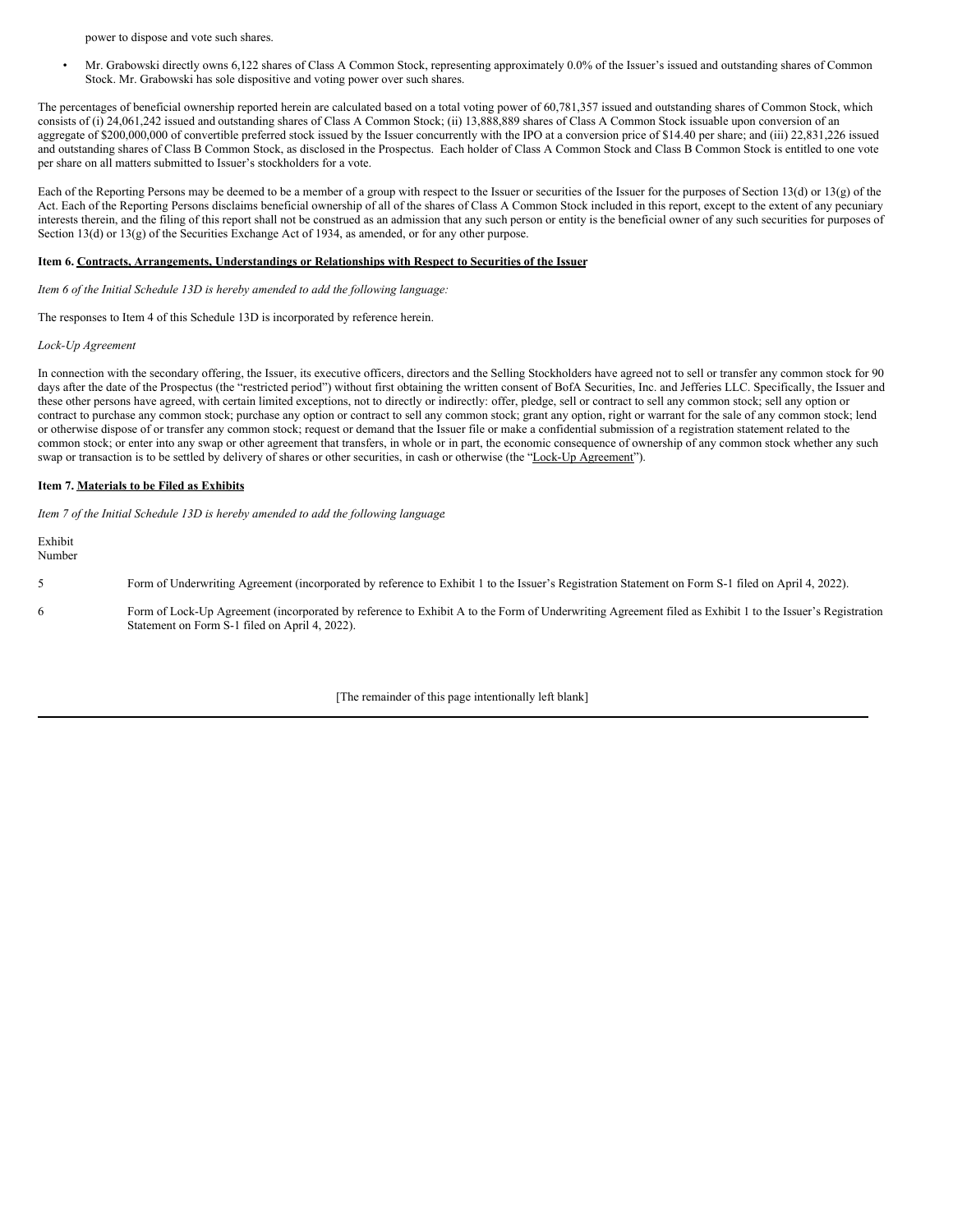power to dispose and vote such shares.

- Mr. Grabowski directly owns 6,122 shares of Class A Common Stock, representing approximately 0.0% of the Issuer's issued and outstanding shares of Common Stock. Mr. Grabowski has sole dispositive and voting power over such shares.

The percentages of beneficial ownership reported herein are calculated based on a total voting power of 60,781,357 issued and outstanding shares of Common Stock, which consists of (i) 24,061,242 issued and outstanding shares of Class A Common Stock; (ii) 13,888,889 shares of Class A Common Stock issuable upon conversion of an aggregate of $200,000,000 of convertible preferred stock issued by the Issuer concurrently with the IPO at a conversion price of $14.40 per share; and (iii) 22,831,226 issued and outstanding shares of Class B Common Stock, as disclosed in the Prospectus. Each holder of Class A Common Stock and Class B Common Stock is entitled to one vote per share on all matters submitted to Issuer's stockholders for a vote.

Each of the Reporting Persons may be deemed to be a member of a group with respect to the Issuer or securities of the Issuer for the purposes of Section 13(d) or 13(g) of the Act. Each of the Reporting Persons disclaims beneficial ownership of all of the shares of Class A Common Stock included in this report, except to the extent of any pecuniary interests therein, and the filing of this report shall not be construed as an admission that any such person or entity is the beneficial owner of any such securities for purposes of Section 13(d) or 13(g) of the Securities Exchange Act of 1934, as amended, or for any other purpose.

**Item 6. Contracts, Arrangements, Understandings or Relationships with Respect to Securities of the Issuer**

*Item 6 of the Initial Schedule 13D is hereby amended to add the following language:*

The responses to Item 4 of this Schedule 13D is incorporated by reference herein.

*Lock-Up Agreement*

In connection with the secondary offering, the Issuer, its executive officers, directors and the Selling Stockholders have agreed not to sell or transfer any common stock for 90 days after the date of the Prospectus (the "restricted period") without first obtaining the written consent of BofA Securities, Inc. and Jefferies LLC. Specifically, the Issuer and these other persons have agreed, with certain limited exceptions, not to directly or indirectly: offer, pledge, sell or contract to sell any common stock; sell any option or contract to purchase any common stock; purchase any option or contract to sell any common stock; grant any option, right or warrant for the sale of any common stock; lend or otherwise dispose of or transfer any common stock; request or demand that the Issuer file or make a confidential submission of a registration statement related to the common stock; or enter into any swap or other agreement that transfers, in whole or in part, the economic consequence of ownership of any common stock whether any such swap or transaction is to be settled by delivery of shares or other securities, in cash or otherwise (the "Lock-Up Agreement").

**Item 7. Materials to be Filed as Exhibits**

*Item 7 of the Initial Schedule 13D is hereby amended to add the following language*

| Exhibit Number | |
|---|---|
| 5 | Form of Underwriting Agreement (incorporated by reference to Exhibit 1 to the Issuer's Registration Statement on Form S-1 filed on April 4, 2022). |
| 6 | Form of Lock-Up Agreement (incorporated by reference to Exhibit A to the Form of Underwriting Agreement filed as Exhibit 1 to the Issuer's Registration Statement on Form S-1 filed on April 4, 2022). |

[The remainder of this page intentionally left blank]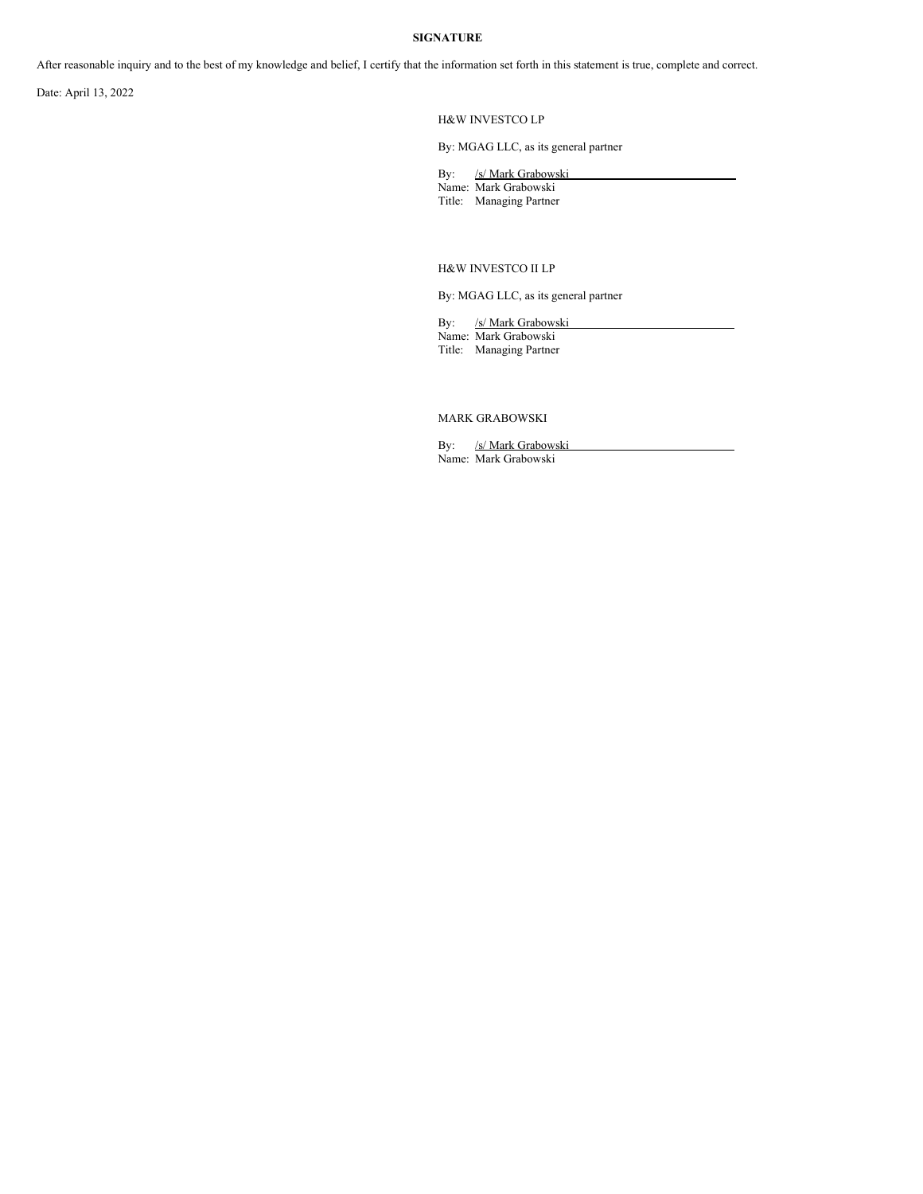**SIGNATURE**

After reasonable inquiry and to the best of my knowledge and belief, I certify that the information set forth in this statement is true, complete and correct.

Date: April 13, 2022

H&W INVESTCO LP

By: MGAG LLC, as its general partner

By: /s/ Mark Grabowski
Name: Mark Grabowski
Title: Managing Partner

H&W INVESTCO II LP

By: MGAG LLC, as its general partner

By: /s/ Mark Grabowski
Name: Mark Grabowski
Title: Managing Partner

MARK GRABOWSKI

By: /s/ Mark Grabowski
Name: Mark Grabowski